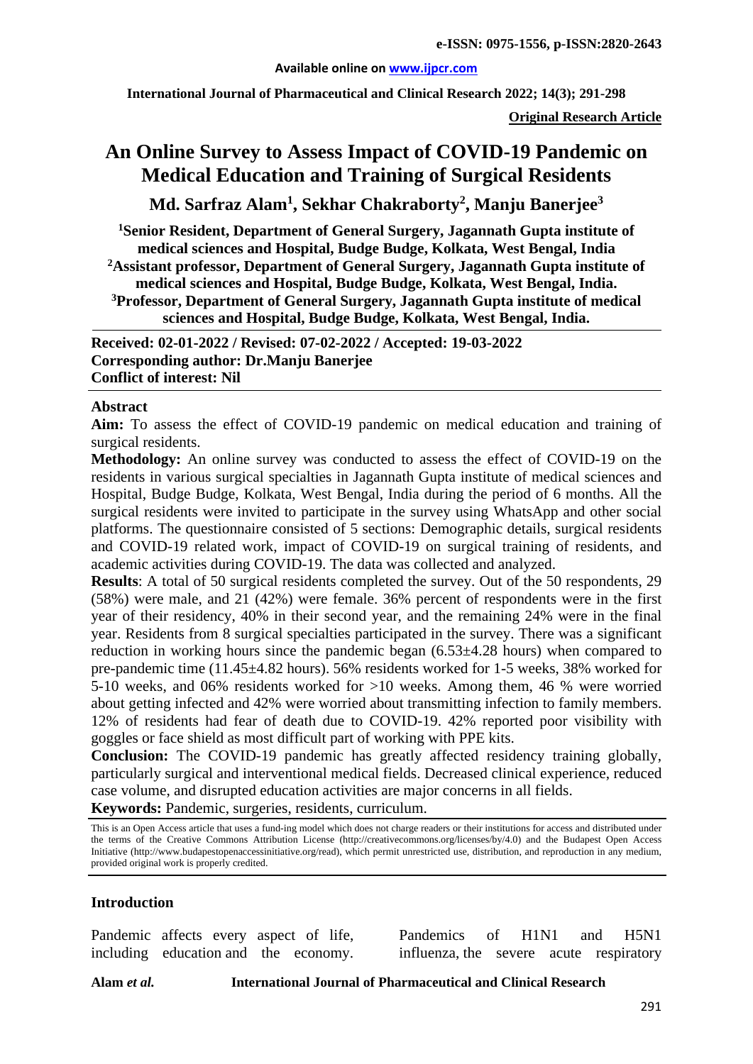**e-ISSN: 0975-1556, p-ISSN:2820-2643**

**Available online on www.ijpcr.com**

**International Journal of Pharmaceutical and Clinical Research 2022; 14(3); 291-298**

**Original Research Article**

# An Online Survey to Assess Impact of COVID-19 Pandemic on Medical Education and Training of Surgical Residents

**Md. Sarfraz Alam[1], Sekhar Chakraborty[2], Manju Banerjee[3]**

**[1]Senior Resident, Department of General Surgery, Jagannath Gupta institute of medical sciences and Hospital, Budge Budge, Kolkata, West Bengal, India**
**[2]Assistant professor, Department of General Surgery, Jagannath Gupta institute of medical sciences and Hospital, Budge Budge, Kolkata, West Bengal, India.**
**[3]Professor, Department of General Surgery, Jagannath Gupta institute of medical sciences and Hospital, Budge Budge, Kolkata, West Bengal, India.**

**Received: 02-01-2022 / Revised: 07-02-2022 / Accepted: 19-03-2022**
**Corresponding author: Dr.Manju Banerjee**
**Conflict of interest: Nil**

## Abstract

**Aim:** To assess the effect of COVID-19 pandemic on medical education and training of surgical residents.

**Methodology:** An online survey was conducted to assess the effect of COVID-19 on the residents in various surgical specialties in Jagannath Gupta institute of medical sciences and Hospital, Budge Budge, Kolkata, West Bengal, India during the period of 6 months. All the surgical residents were invited to participate in the survey using WhatsApp and other social platforms. The questionnaire consisted of 5 sections: Demographic details, surgical residents and COVID-19 related work, impact of COVID-19 on surgical training of residents, and academic activities during COVID-19. The data was collected and analyzed.

**Results**: A total of 50 surgical residents completed the survey. Out of the 50 respondents, 29 (58%) were male, and 21 (42%) were female. 36% percent of respondents were in the first year of their residency, 40% in their second year, and the remaining 24% were in the final year. Residents from 8 surgical specialties participated in the survey. There was a significant reduction in working hours since the pandemic began (6.53±4.28 hours) when compared to pre-pandemic time (11.45±4.82 hours). 56% residents worked for 1-5 weeks, 38% worked for 5-10 weeks, and 06% residents worked for >10 weeks. Among them, 46 % were worried about getting infected and 42% were worried about transmitting infection to family members. 12% of residents had fear of death due to COVID-19. 42% reported poor visibility with goggles or face shield as most difficult part of working with PPE kits.

**Conclusion:** The COVID-19 pandemic has greatly affected residency training globally, particularly surgical and interventional medical fields. Decreased clinical experience, reduced case volume, and disrupted education activities are major concerns in all fields.

**Keywords:** Pandemic, surgeries, residents, curriculum.

This is an Open Access article that uses a fund-ing model which does not charge readers or their institutions for access and distributed under the terms of the Creative Commons Attribution License (http://creativecommons.org/licenses/by/4.0) and the Budapest Open Access Initiative (http://www.budapestopenaccessinitiative.org/read), which permit unrestricted use, distribution, and reproduction in any medium, provided original work is properly credited.

## Introduction

Pandemic affects every aspect of life, including education and the economy. Pandemics of H1N1 and H5N1 influenza, the severe acute respiratory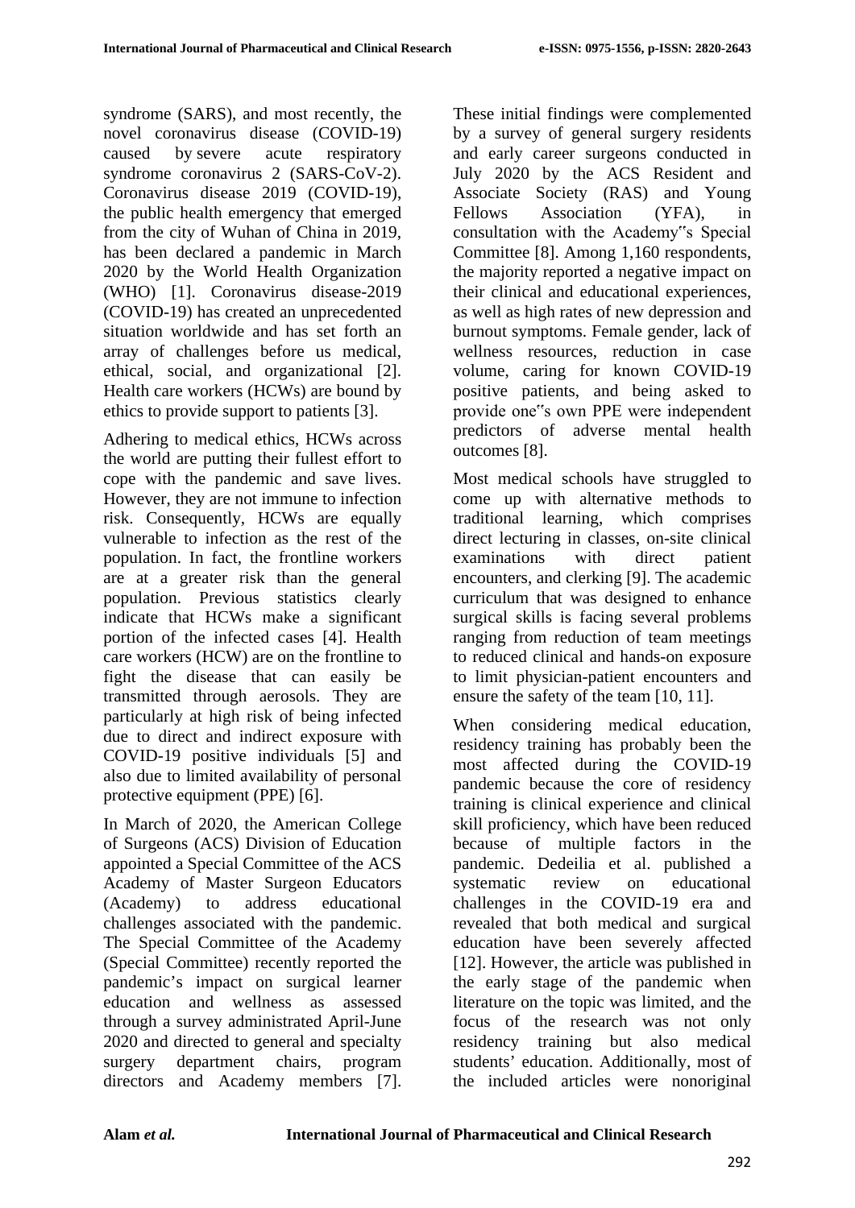syndrome (SARS), and most recently, the novel coronavirus disease (COVID-19) caused by severe acute respiratory syndrome coronavirus 2 (SARS-CoV-2). Coronavirus disease 2019 (COVID-19), the public health emergency that emerged from the city of Wuhan of China in 2019, has been declared a pandemic in March 2020 by the World Health Organization (WHO) [1]. Coronavirus disease-2019 (COVID-19) has created an unprecedented situation worldwide and has set forth an array of challenges before us medical, ethical, social, and organizational [2]. Health care workers (HCWs) are bound by ethics to provide support to patients [3].

Adhering to medical ethics, HCWs across the world are putting their fullest effort to cope with the pandemic and save lives. However, they are not immune to infection risk. Consequently, HCWs are equally vulnerable to infection as the rest of the population. In fact, the frontline workers are at a greater risk than the general population. Previous statistics clearly indicate that HCWs make a significant portion of the infected cases [4]. Health care workers (HCW) are on the frontline to fight the disease that can easily be transmitted through aerosols. They are particularly at high risk of being infected due to direct and indirect exposure with COVID-19 positive individuals [5] and also due to limited availability of personal protective equipment (PPE) [6].

In March of 2020, the American College of Surgeons (ACS) Division of Education appointed a Special Committee of the ACS Academy of Master Surgeon Educators (Academy) to address educational challenges associated with the pandemic. The Special Committee of the Academy (Special Committee) recently reported the pandemic's impact on surgical learner education and wellness as assessed through a survey administrated April-June 2020 and directed to general and specialty surgery department chairs, program directors and Academy members [7]. These initial findings were complemented by a survey of general surgery residents and early career surgeons conducted in July 2020 by the ACS Resident and Associate Society (RAS) and Young Fellows Association (YFA), in consultation with the Academy‟s Special Committee [8]. Among 1,160 respondents, the majority reported a negative impact on their clinical and educational experiences, as well as high rates of new depression and burnout symptoms. Female gender, lack of wellness resources, reduction in case volume, caring for known COVID-19 positive patients, and being asked to provide one‟s own PPE were independent predictors of adverse mental health outcomes [8].

Most medical schools have struggled to come up with alternative methods to traditional learning, which comprises direct lecturing in classes, on-site clinical examinations with direct patient encounters, and clerking [9]. The academic curriculum that was designed to enhance surgical skills is facing several problems ranging from reduction of team meetings to reduced clinical and hands-on exposure to limit physician-patient encounters and ensure the safety of the team [10, 11].

When considering medical education, residency training has probably been the most affected during the COVID-19 pandemic because the core of residency training is clinical experience and clinical skill proficiency, which have been reduced because of multiple factors in the pandemic. Dedeilia et al. published a systematic review on educational challenges in the COVID-19 era and revealed that both medical and surgical education have been severely affected [12]. However, the article was published in the early stage of the pandemic when literature on the topic was limited, and the focus of the research was not only residency training but also medical students' education. Additionally, most of the included articles were nonoriginal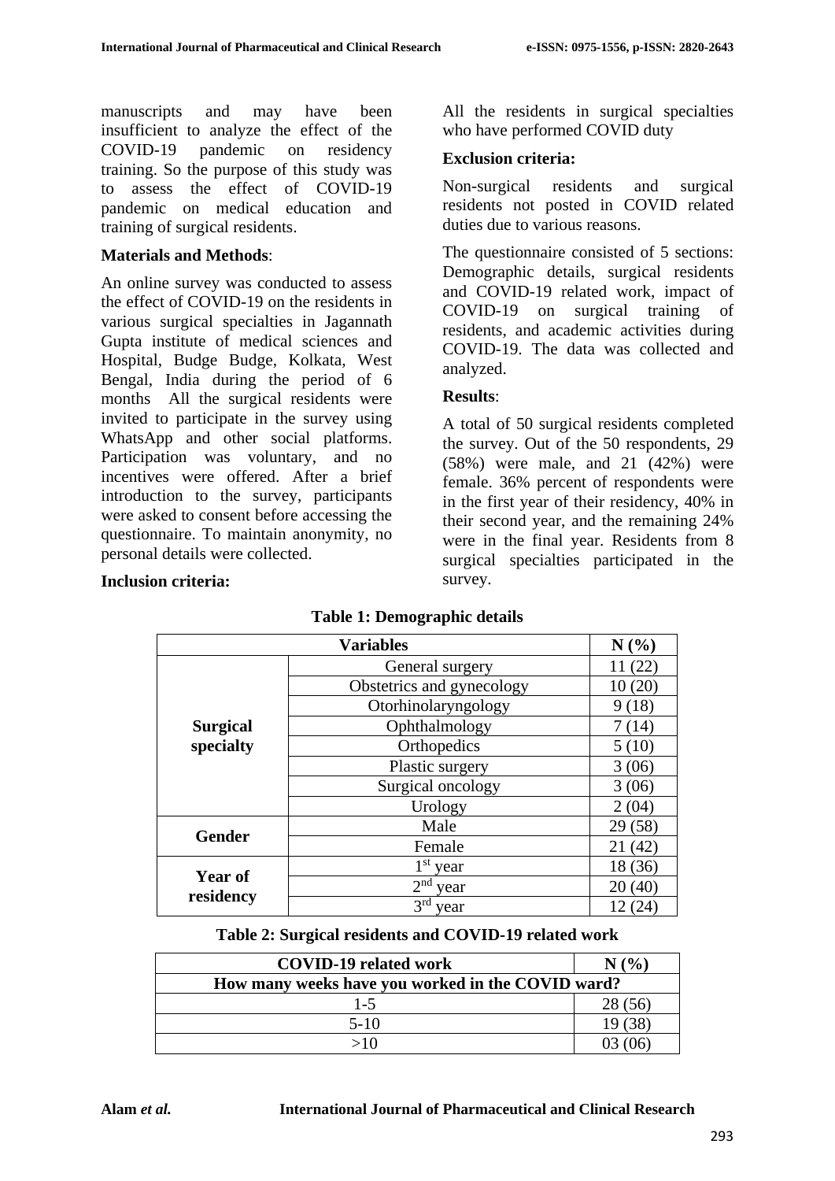manuscripts and may have been insufficient to analyze the effect of the COVID-19 pandemic on residency training. So the purpose of this study was to assess the effect of COVID-19 pandemic on medical education and training of surgical residents.

**Materials and Methods**:

An online survey was conducted to assess the effect of COVID-19 on the residents in various surgical specialties in Jagannath Gupta institute of medical sciences and Hospital, Budge Budge, Kolkata, West Bengal, India during the period of 6 months  All the surgical residents were invited to participate in the survey using WhatsApp and other social platforms. Participation was voluntary, and no incentives were offered. After a brief introduction to the survey, participants were asked to consent before accessing the questionnaire. To maintain anonymity, no personal details were collected.

**Inclusion criteria:**

All the residents in surgical specialties who have performed COVID duty

**Exclusion criteria:**

Non-surgical residents and surgical residents not posted in COVID related duties due to various reasons.

The questionnaire consisted of 5 sections: Demographic details, surgical residents and COVID-19 related work, impact of COVID-19 on surgical training of residents, and academic activities during COVID-19. The data was collected and analyzed.

**Results**:

A total of 50 surgical residents completed the survey. Out of the 50 respondents, 29 (58%) were male, and 21 (42%) were female. 36% percent of respondents were in the first year of their residency, 40% in their second year, and the remaining 24% were in the final year. Residents from 8 surgical specialties participated in the survey.

**Table 1: Demographic details**

| Variables | | N (%) |
|---|---|---|
| **Surgical specialty** | General surgery | 11 (22) |
| | Obstetrics and gynecology | 10 (20) |
| | Otorhinolaryngology | 9 (18) |
| | Ophthalmology | 7 (14) |
| | Orthopedics | 5 (10) |
| | Plastic surgery | 3 (06) |
| | Surgical oncology | 3 (06) |
| | Urology | 2 (04) |
| **Gender** | Male | 29 (58) |
| | Female | 21 (42) |
| **Year of residency** | 1st year | 18 (36) |
| | 2nd year | 20 (40) |
| | 3rd year | 12 (24) |

**Table 2: Surgical residents and COVID-19 related work**

| COVID-19 related work | N (%) |
|---|---|
| **How many weeks have you worked in the COVID ward?** | |
| 1-5 | 28 (56) |
| 5-10 | 19 (38) |
| >10 | 03 (06) |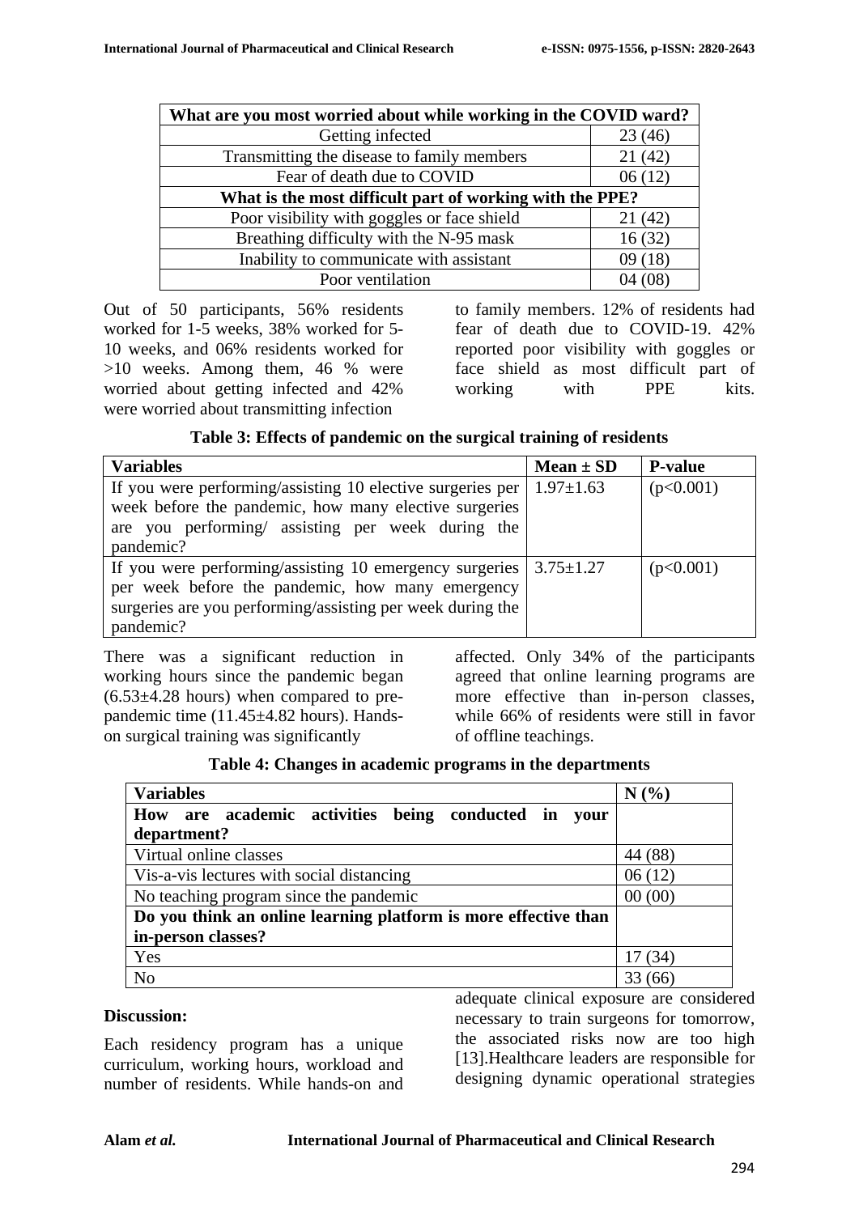| What are you most worried about while working in the COVID ward? | |
|---|---|
| Getting infected | 23 (46) |
| Transmitting the disease to family members | 21 (42) |
| Fear of death due to COVID | 06 (12) |
| **What is the most difficult part of working with the PPE?** | |
| Poor visibility with goggles or face shield | 21 (42) |
| Breathing difficulty with the N-95 mask | 16 (32) |
| Inability to communicate with assistant | 09 (18) |
| Poor ventilation | 04 (08) |

Out of 50 participants, 56% residents worked for 1-5 weeks, 38% worked for 5-10 weeks, and 06% residents worked for >10 weeks. Among them, 46 % were worried about getting infected and 42% were worried about transmitting infection to family members. 12% of residents had fear of death due to COVID-19. 42% reported poor visibility with goggles or face shield as most difficult part of working with PPE kits.

**Table 3: Effects of pandemic on the surgical training of residents**

| Variables | Mean ± SD | P-value |
|---|---|---|
| If you were performing/assisting 10 elective surgeries per week before the pandemic, how many elective surgeries are you performing/ assisting per week during the pandemic? | 1.97±1.63 | (p<0.001) |
| If you were performing/assisting 10 emergency surgeries per week before the pandemic, how many emergency surgeries are you performing/assisting per week during the pandemic? | 3.75±1.27 | (p<0.001) |

There was a significant reduction in working hours since the pandemic began (6.53±4.28 hours) when compared to pre-pandemic time (11.45±4.82 hours). Hands-on surgical training was significantly affected. Only 34% of the participants agreed that online learning programs are more effective than in-person classes, while 66% of residents were still in favor of offline teachings.

**Table 4: Changes in academic programs in the departments**

| Variables | N (%) |
|---|---|
| **How are academic activities being conducted in your department?** | |
| Virtual online classes | 44 (88) |
| Vis-a-vis lectures with social distancing | 06 (12) |
| No teaching program since the pandemic | 00 (00) |
| **Do you think an online learning platform is more effective than in-person classes?** | |
| Yes | 17 (34) |
| No | 33 (66) |

**Discussion:**

Each residency program has a unique curriculum, working hours, workload and number of residents. While hands-on and adequate clinical exposure are considered necessary to train surgeons for tomorrow, the associated risks now are too high [13].Healthcare leaders are responsible for designing dynamic operational strategies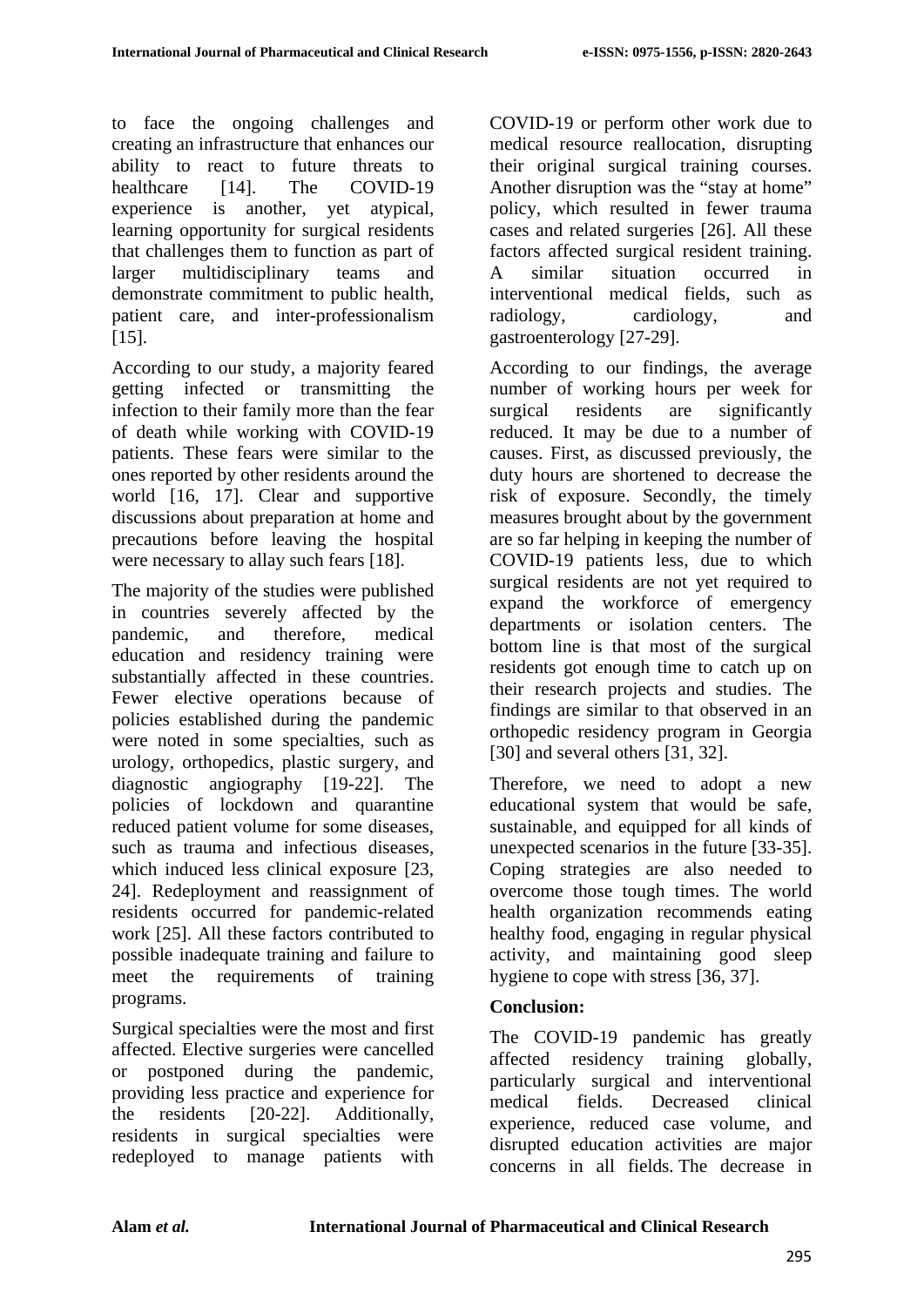to face the ongoing challenges and creating an infrastructure that enhances our ability to react to future threats to healthcare [14]. The COVID-19 experience is another, yet atypical, learning opportunity for surgical residents that challenges them to function as part of larger multidisciplinary teams and demonstrate commitment to public health, patient care, and inter-professionalism [15].

According to our study, a majority feared getting infected or transmitting the infection to their family more than the fear of death while working with COVID-19 patients. These fears were similar to the ones reported by other residents around the world [16, 17]. Clear and supportive discussions about preparation at home and precautions before leaving the hospital were necessary to allay such fears [18].

The majority of the studies were published in countries severely affected by the pandemic, and therefore, medical education and residency training were substantially affected in these countries. Fewer elective operations because of policies established during the pandemic were noted in some specialties, such as urology, orthopedics, plastic surgery, and diagnostic angiography [19-22]. The policies of lockdown and quarantine reduced patient volume for some diseases, such as trauma and infectious diseases, which induced less clinical exposure [23, 24]. Redeployment and reassignment of residents occurred for pandemic-related work [25]. All these factors contributed to possible inadequate training and failure to meet the requirements of training programs.

Surgical specialties were the most and first affected. Elective surgeries were cancelled or postponed during the pandemic, providing less practice and experience for the residents [20-22]. Additionally, residents in surgical specialties were redeployed to manage patients with COVID-19 or perform other work due to medical resource reallocation, disrupting their original surgical training courses. Another disruption was the "stay at home" policy, which resulted in fewer trauma cases and related surgeries [26]. All these factors affected surgical resident training. A similar situation occurred in interventional medical fields, such as radiology, cardiology, and gastroenterology [27-29].

According to our findings, the average number of working hours per week for surgical residents are significantly reduced. It may be due to a number of causes. First, as discussed previously, the duty hours are shortened to decrease the risk of exposure. Secondly, the timely measures brought about by the government are so far helping in keeping the number of COVID-19 patients less, due to which surgical residents are not yet required to expand the workforce of emergency departments or isolation centers. The bottom line is that most of the surgical residents got enough time to catch up on their research projects and studies. The findings are similar to that observed in an orthopedic residency program in Georgia [30] and several others [31, 32].

Therefore, we need to adopt a new educational system that would be safe, sustainable, and equipped for all kinds of unexpected scenarios in the future [33-35]. Coping strategies are also needed to overcome those tough times. The world health organization recommends eating healthy food, engaging in regular physical activity, and maintaining good sleep hygiene to cope with stress [36, 37].

## Conclusion:

The COVID-19 pandemic has greatly affected residency training globally, particularly surgical and interventional medical fields. Decreased clinical experience, reduced case volume, and disrupted education activities are major concerns in all fields. The decrease in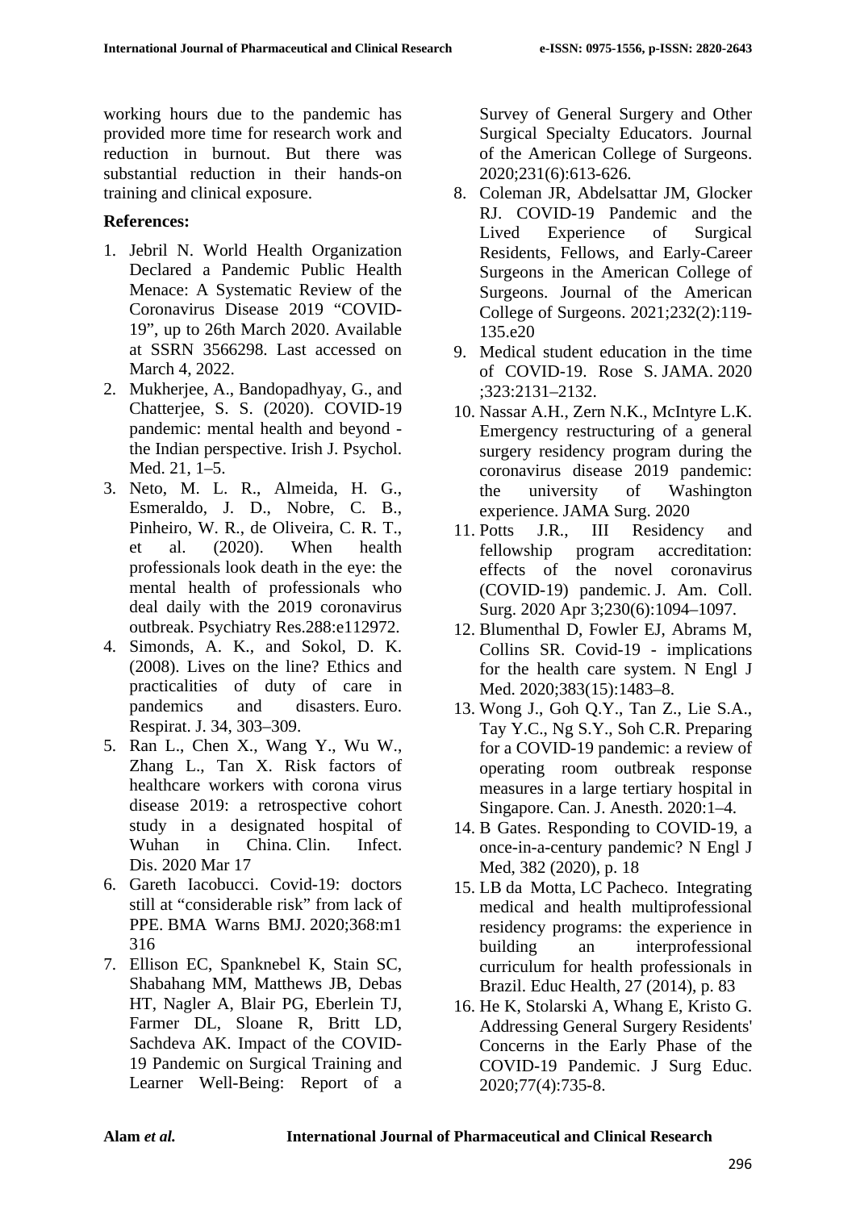working hours due to the pandemic has provided more time for research work and reduction in burnout. But there was substantial reduction in their hands-on training and clinical exposure.

**References:**

1. Jebril N. World Health Organization Declared a Pandemic Public Health Menace: A Systematic Review of the Coronavirus Disease 2019 "COVID-19", up to 26th March 2020. Available at SSRN 3566298. Last accessed on March 4, 2022.
2. Mukherjee, A., Bandopadhyay, G., and Chatterjee, S. S. (2020). COVID-19 pandemic: mental health and beyond - the Indian perspective. Irish J. Psychol. Med. 21, 1–5.
3. Neto, M. L. R., Almeida, H. G., Esmeraldo, J. D., Nobre, C. B., Pinheiro, W. R., de Oliveira, C. R. T., et al. (2020). When health professionals look death in the eye: the mental health of professionals who deal daily with the 2019 coronavirus outbreak. Psychiatry Res.288:e112972.
4. Simonds, A. K., and Sokol, D. K. (2008). Lives on the line? Ethics and practicalities of duty of care in pandemics and disasters. Euro. Respirat. J. 34, 303–309.
5. Ran L., Chen X., Wang Y., Wu W., Zhang L., Tan X. Risk factors of healthcare workers with corona virus disease 2019: a retrospective cohort study in a designated hospital of Wuhan in China. Clin. Infect. Dis. 2020 Mar 17
6. Gareth Iacobucci. Covid-19: doctors still at "considerable risk" from lack of PPE. BMA Warns BMJ. 2020;368:m1316
7. Ellison EC, Spanknebel K, Stain SC, Shabahang MM, Matthews JB, Debas HT, Nagler A, Blair PG, Eberlein TJ, Farmer DL, Sloane R, Britt LD, Sachdeva AK. Impact of the COVID-19 Pandemic on Surgical Training and Learner Well-Being: Report of a Survey of General Surgery and Other Surgical Specialty Educators. Journal of the American College of Surgeons. 2020;231(6):613-626.
8. Coleman JR, Abdelsattar JM, Glocker RJ. COVID-19 Pandemic and the Lived Experience of Surgical Residents, Fellows, and Early-Career Surgeons in the American College of Surgeons. Journal of the American College of Surgeons. 2021;232(2):119-135.e20
9. Medical student education in the time of COVID-19. Rose S. JAMA. 2020 ;323:2131–2132.
10. Nassar A.H., Zern N.K., McIntyre L.K. Emergency restructuring of a general surgery residency program during the coronavirus disease 2019 pandemic: the university of Washington experience. JAMA Surg. 2020
11. Potts J.R., III Residency and fellowship program accreditation: effects of the novel coronavirus (COVID-19) pandemic. J. Am. Coll. Surg. 2020 Apr 3;230(6):1094–1097.
12. Blumenthal D, Fowler EJ, Abrams M, Collins SR. Covid-19 - implications for the health care system. N Engl J Med. 2020;383(15):1483–8.
13. Wong J., Goh Q.Y., Tan Z., Lie S.A., Tay Y.C., Ng S.Y., Soh C.R. Preparing for a COVID-19 pandemic: a review of operating room outbreak response measures in a large tertiary hospital in Singapore. Can. J. Anesth. 2020:1–4.
14. B Gates. Responding to COVID-19, a once-in-a-century pandemic? N Engl J Med, 382 (2020), p. 18
15. LB da Motta, LC Pacheco. Integrating medical and health multiprofessional residency programs: the experience in building an interprofessional curriculum for health professionals in Brazil. Educ Health, 27 (2014), p. 83
16. He K, Stolarski A, Whang E, Kristo G. Addressing General Surgery Residents' Concerns in the Early Phase of the COVID-19 Pandemic. J Surg Educ. 2020;77(4):735-8.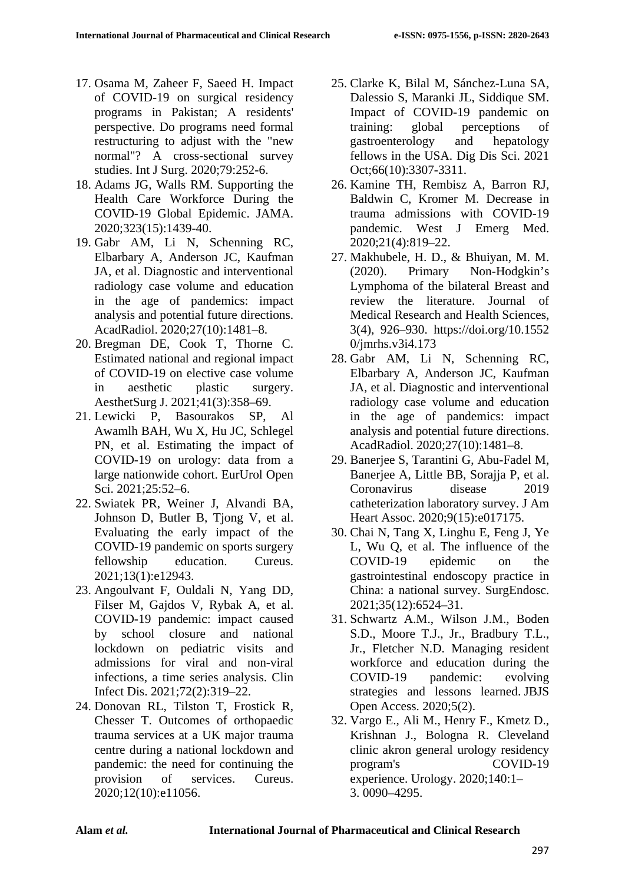17. Osama M, Zaheer F, Saeed H. Impact of COVID-19 on surgical residency programs in Pakistan; A residents' perspective. Do programs need formal restructuring to adjust with the "new normal"? A cross-sectional survey studies. Int J Surg. 2020;79:252-6.
18. Adams JG, Walls RM. Supporting the Health Care Workforce During the COVID-19 Global Epidemic. JAMA. 2020;323(15):1439-40.
19. Gabr AM, Li N, Schenning RC, Elbarbary A, Anderson JC, Kaufman JA, et al. Diagnostic and interventional radiology case volume and education in the age of pandemics: impact analysis and potential future directions. AcadRadiol. 2020;27(10):1481–8.
20. Bregman DE, Cook T, Thorne C. Estimated national and regional impact of COVID-19 on elective case volume in aesthetic plastic surgery. AesthetSurg J. 2021;41(3):358–69.
21. Lewicki P, Basourakos SP, Al Awamlh BAH, Wu X, Hu JC, Schlegel PN, et al. Estimating the impact of COVID-19 on urology: data from a large nationwide cohort. EurUrol Open Sci. 2021;25:52–6.
22. Swiatek PR, Weiner J, Alvandi BA, Johnson D, Butler B, Tjong V, et al. Evaluating the early impact of the COVID-19 pandemic on sports surgery fellowship education. Cureus. 2021;13(1):e12943.
23. Angoulvant F, Ouldali N, Yang DD, Filser M, Gajdos V, Rybak A, et al. COVID-19 pandemic: impact caused by school closure and national lockdown on pediatric visits and admissions for viral and non-viral infections, a time series analysis. Clin Infect Dis. 2021;72(2):319–22.
24. Donovan RL, Tilston T, Frostick R, Chesser T. Outcomes of orthopaedic trauma services at a UK major trauma centre during a national lockdown and pandemic: the need for continuing the provision of services. Cureus. 2020;12(10):e11056.
25. Clarke K, Bilal M, Sánchez-Luna SA, Dalessio S, Maranki JL, Siddique SM. Impact of COVID-19 pandemic on training: global perceptions of gastroenterology and hepatology fellows in the USA. Dig Dis Sci. 2021 Oct;66(10):3307-3311.
26. Kamine TH, Rembisz A, Barron RJ, Baldwin C, Kromer M. Decrease in trauma admissions with COVID-19 pandemic. West J Emerg Med. 2020;21(4):819–22.
27. Makhubele, H. D., & Bhuiyan, M. M. (2020). Primary Non-Hodgkin's Lymphoma of the bilateral Breast and review the literature. Journal of Medical Research and Health Sciences, 3(4), 926–930. https://doi.org/10.15520/jmrhs.v3i4.173
28. Gabr AM, Li N, Schenning RC, Elbarbary A, Anderson JC, Kaufman JA, et al. Diagnostic and interventional radiology case volume and education in the age of pandemics: impact analysis and potential future directions. AcadRadiol. 2020;27(10):1481–8.
29. Banerjee S, Tarantini G, Abu-Fadel M, Banerjee A, Little BB, Sorajja P, et al. Coronavirus disease 2019 catheterization laboratory survey. J Am Heart Assoc. 2020;9(15):e017175.
30. Chai N, Tang X, Linghu E, Feng J, Ye L, Wu Q, et al. The influence of the COVID-19 epidemic on the gastrointestinal endoscopy practice in China: a national survey. SurgEndosc. 2021;35(12):6524–31.
31. Schwartz A.M., Wilson J.M., Boden S.D., Moore T.J., Jr., Bradbury T.L., Jr., Fletcher N.D. Managing resident workforce and education during the COVID-19 pandemic: evolving strategies and lessons learned. JBJS Open Access. 2020;5(2).
32. Vargo E., Ali M., Henry F., Kmetz D., Krishnan J., Bologna R. Cleveland clinic akron general urology residency program's COVID-19 experience. Urology. 2020;140:1–3. 0090–4295.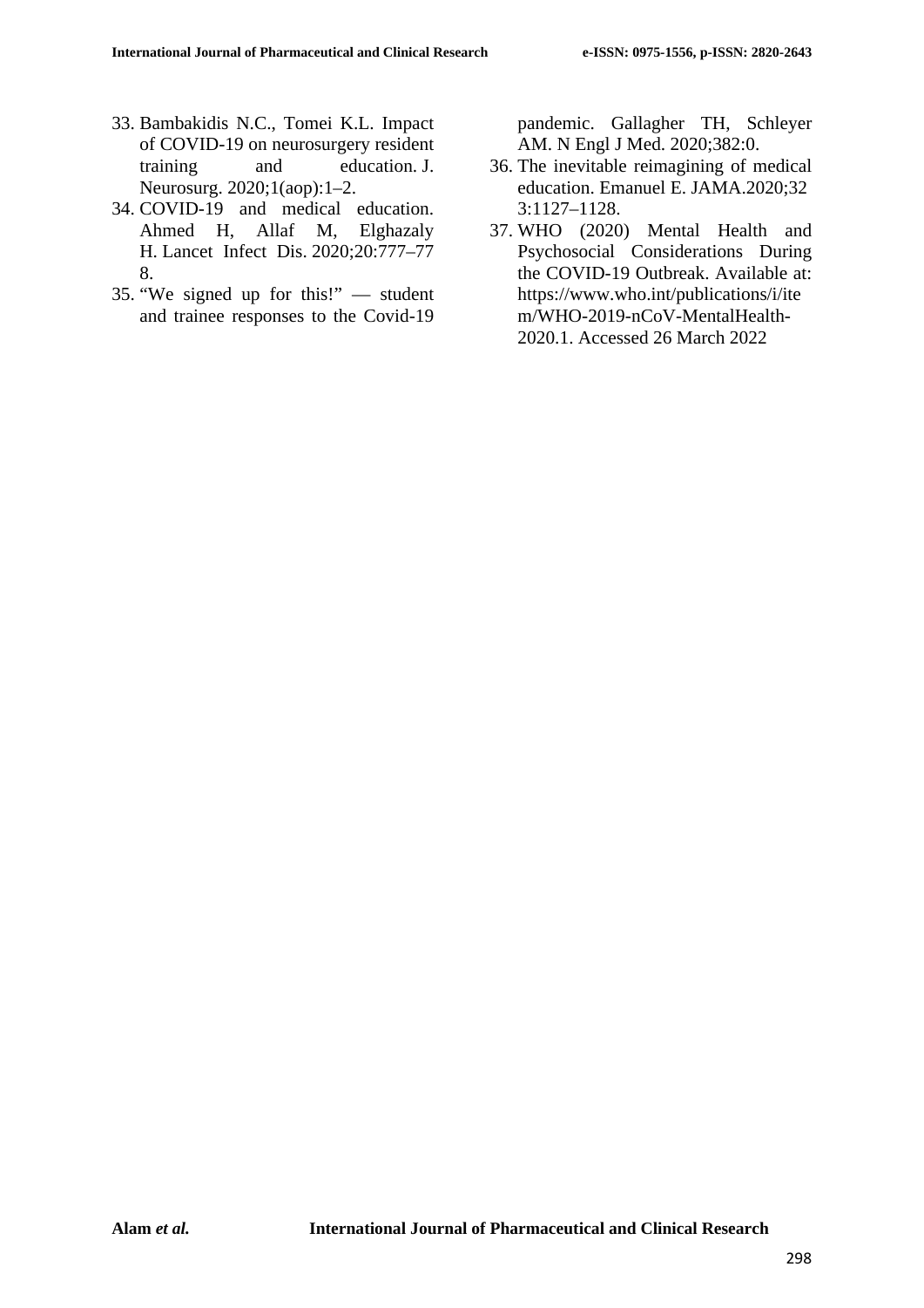33. Bambakidis N.C., Tomei K.L. Impact of COVID-19 on neurosurgery resident training and education. J. Neurosurg. 2020;1(aop):1–2.
34. COVID-19 and medical education. Ahmed H, Allaf M, Elghazaly H. Lancet Infect Dis. 2020;20:777–778.
35. "We signed up for this!" — student and trainee responses to the Covid-19 pandemic. Gallagher TH, Schleyer AM. N Engl J Med. 2020;382:0.
36. The inevitable reimagining of medical education. Emanuel E. JAMA.2020;323:1127–1128.
37. WHO (2020) Mental Health and Psychosocial Considerations During the COVID-19 Outbreak. Available at: https://www.who.int/publications/i/item/WHO-2019-nCoV-MentalHealth-2020.1. Accessed 26 March 2022